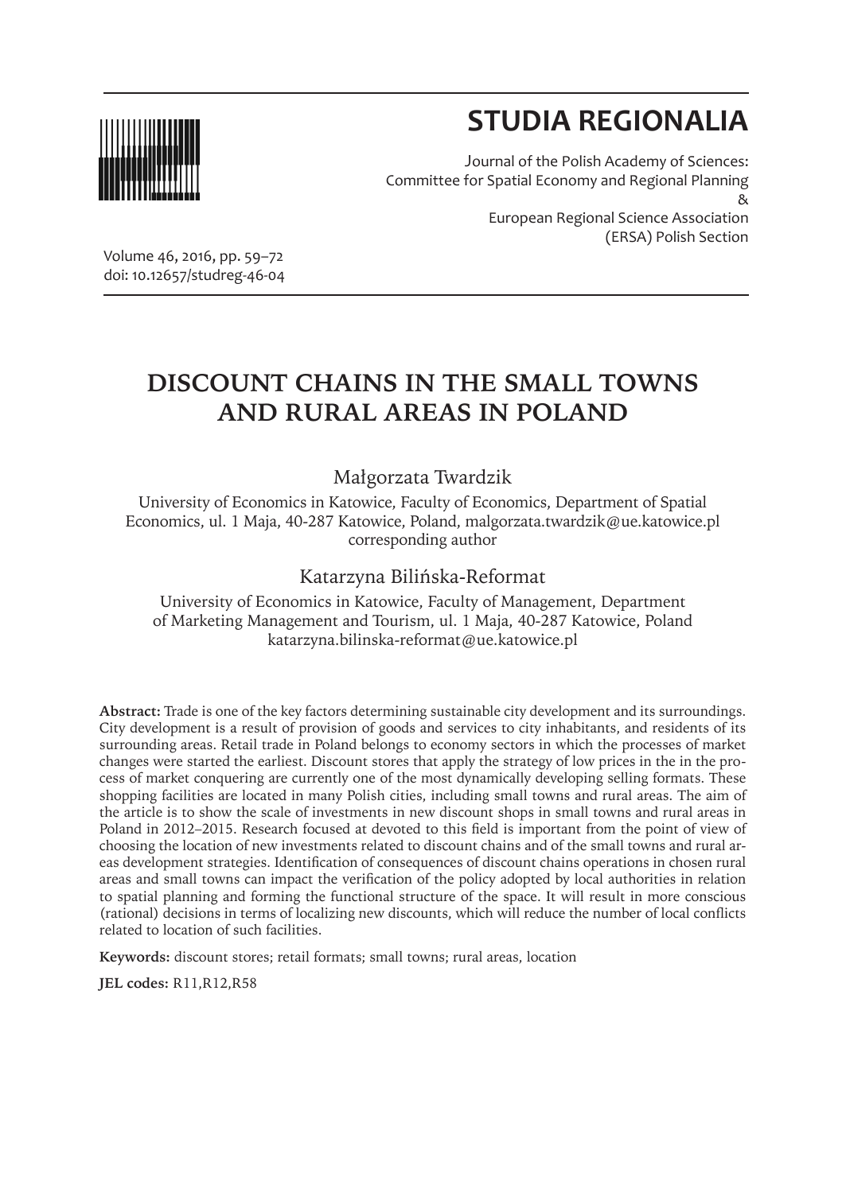# STUDIA REGIONALIA

Journal of the Polish Academy of Sciences:
Committee for Spatial Economy and Regional Planning
&
European Regional Science Association
(ERSA) Polish Section

Volume 46, 2016, pp. 59–72
doi: 10.12657/studreg-46-04

# DISCOUNT CHAINS IN THE SMALL TOWNS AND RURAL AREAS IN POLAND

Małgorzata Twardzik

University of Economics in Katowice, Faculty of Economics, Department of Spatial Economics, ul. 1 Maja, 40-287 Katowice, Poland, malgorzata.twardzik@ue.katowice.pl
corresponding author

Katarzyna Bilińska-Reformat

University of Economics in Katowice, Faculty of Management, Department of Marketing Management and Tourism, ul. 1 Maja, 40-287 Katowice, Poland
katarzyna.bilinska-reformat@ue.katowice.pl

**Abstract:** Trade is one of the key factors determining sustainable city development and its surroundings. City development is a result of provision of goods and services to city inhabitants, and residents of its surrounding areas. Retail trade in Poland belongs to economy sectors in which the processes of market changes were started the earliest. Discount stores that apply the strategy of low prices in the in the process of market conquering are currently one of the most dynamically developing selling formats. These shopping facilities are located in many Polish cities, including small towns and rural areas. The aim of the article is to show the scale of investments in new discount shops in small towns and rural areas in Poland in 2012–2015. Research focused at devoted to this field is important from the point of view of choosing the location of new investments related to discount chains and of the small towns and rural areas development strategies. Identification of consequences of discount chains operations in chosen rural areas and small towns can impact the verification of the policy adopted by local authorities in relation to spatial planning and forming the functional structure of the space. It will result in more conscious (rational) decisions in terms of localizing new discounts, which will reduce the number of local conflicts related to location of such facilities.

**Keywords:** discount stores; retail formats; small towns; rural areas, location

**JEL codes:** R11,R12,R58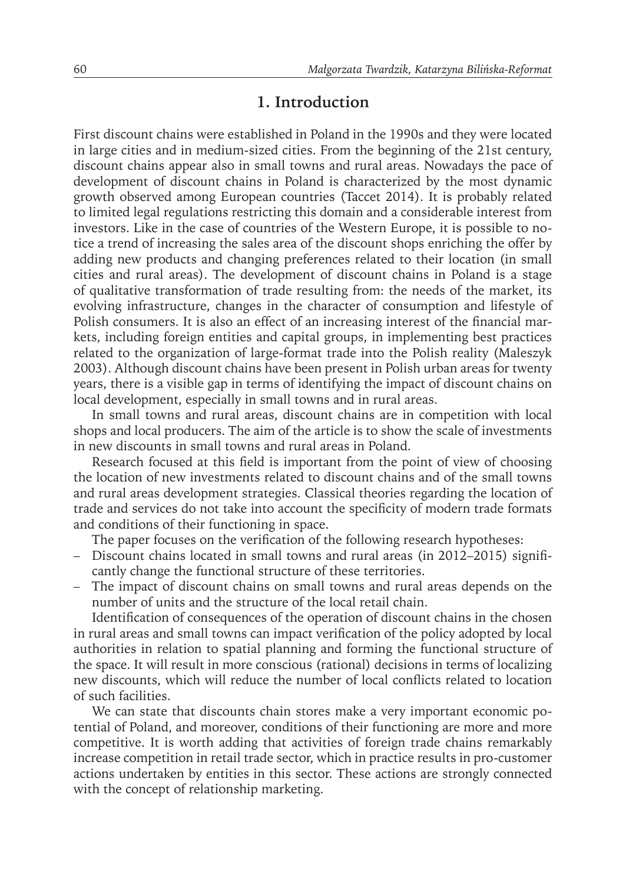## 1. Introduction

First discount chains were established in Poland in the 1990s and they were located in large cities and in medium-sized cities. From the beginning of the 21st century, discount chains appear also in small towns and rural areas. Nowadays the pace of development of discount chains in Poland is characterized by the most dynamic growth observed among European countries (Taccet 2014). It is probably related to limited legal regulations restricting this domain and a considerable interest from investors. Like in the case of countries of the Western Europe, it is possible to notice a trend of increasing the sales area of the discount shops enriching the offer by adding new products and changing preferences related to their location (in small cities and rural areas). The development of discount chains in Poland is a stage of qualitative transformation of trade resulting from: the needs of the market, its evolving infrastructure, changes in the character of consumption and lifestyle of Polish consumers. It is also an effect of an increasing interest of the financial markets, including foreign entities and capital groups, in implementing best practices related to the organization of large-format trade into the Polish reality (Maleszyk 2003). Although discount chains have been present in Polish urban areas for twenty years, there is a visible gap in terms of identifying the impact of discount chains on local development, especially in small towns and in rural areas.

In small towns and rural areas, discount chains are in competition with local shops and local producers. The aim of the article is to show the scale of investments in new discounts in small towns and rural areas in Poland.

Research focused at this field is important from the point of view of choosing the location of new investments related to discount chains and of the small towns and rural areas development strategies. Classical theories regarding the location of trade and services do not take into account the specificity of modern trade formats and conditions of their functioning in space.

The paper focuses on the verification of the following research hypotheses:

- Discount chains located in small towns and rural areas (in 2012–2015) significantly change the functional structure of these territories.
- The impact of discount chains on small towns and rural areas depends on the number of units and the structure of the local retail chain.

Identification of consequences of the operation of discount chains in the chosen in rural areas and small towns can impact verification of the policy adopted by local authorities in relation to spatial planning and forming the functional structure of the space. It will result in more conscious (rational) decisions in terms of localizing new discounts, which will reduce the number of local conflicts related to location of such facilities.

We can state that discounts chain stores make a very important economic potential of Poland, and moreover, conditions of their functioning are more and more competitive. It is worth adding that activities of foreign trade chains remarkably increase competition in retail trade sector, which in practice results in pro-customer actions undertaken by entities in this sector. These actions are strongly connected with the concept of relationship marketing.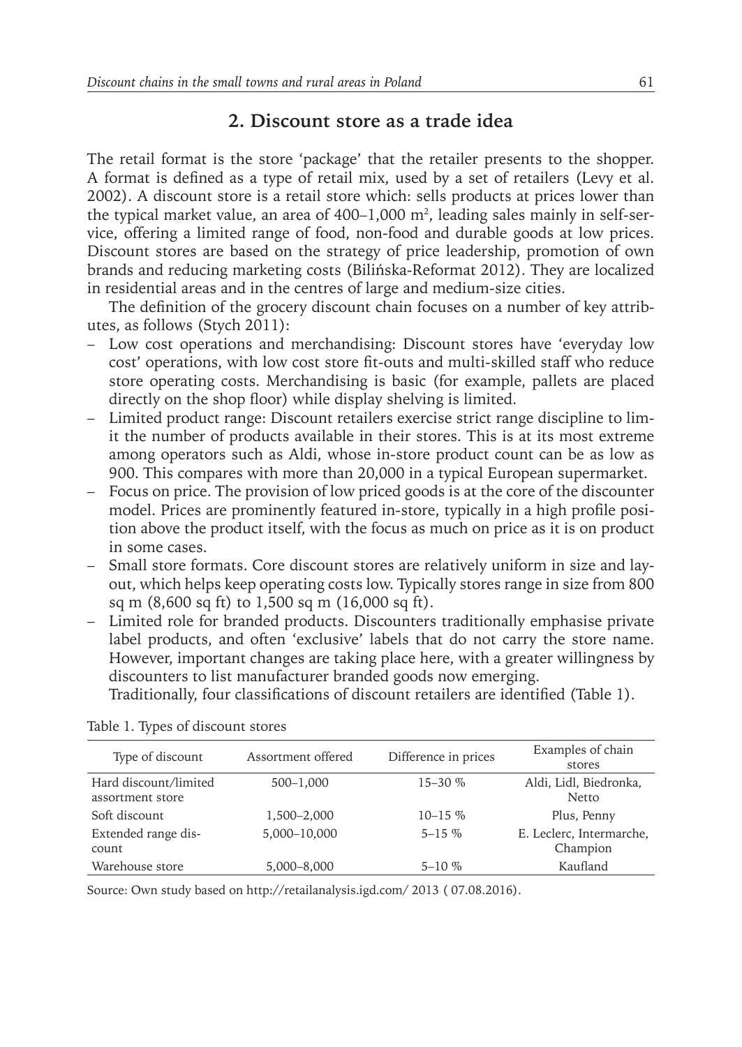## 2. Discount store as a trade idea

The retail format is the store 'package' that the retailer presents to the shopper. A format is defined as a type of retail mix, used by a set of retailers (Levy et al. 2002). A discount store is a retail store which: sells products at prices lower than the typical market value, an area of 400–1,000 m$^2$, leading sales mainly in self-service, offering a limited range of food, non-food and durable goods at low prices. Discount stores are based on the strategy of price leadership, promotion of own brands and reducing marketing costs (Bilińska-Reformat 2012). They are localized in residential areas and in the centres of large and medium-size cities.

The definition of the grocery discount chain focuses on a number of key attributes, as follows (Stych 2011):

- Low cost operations and merchandising: Discount stores have 'everyday low cost' operations, with low cost store fit-outs and multi-skilled staff who reduce store operating costs. Merchandising is basic (for example, pallets are placed directly on the shop floor) while display shelving is limited.
- Limited product range: Discount retailers exercise strict range discipline to limit the number of products available in their stores. This is at its most extreme among operators such as Aldi, whose in-store product count can be as low as 900. This compares with more than 20,000 in a typical European supermarket.
- Focus on price. The provision of low priced goods is at the core of the discounter model. Prices are prominently featured in-store, typically in a high profile position above the product itself, with the focus as much on price as it is on product in some cases.
- Small store formats. Core discount stores are relatively uniform in size and layout, which helps keep operating costs low. Typically stores range in size from 800 sq m (8,600 sq ft) to 1,500 sq m (16,000 sq ft).
- Limited role for branded products. Discounters traditionally emphasise private label products, and often 'exclusive' labels that do not carry the store name. However, important changes are taking place here, with a greater willingness by discounters to list manufacturer branded goods now emerging.

Traditionally, four classifications of discount retailers are identified (Table 1).

Table 1. Types of discount stores

| Type of discount | Assortment offered | Difference in prices | Examples of chain stores |
|---|---|---|---|
| Hard discount/limited assortment store | 500–1,000 | 15–30 % | Aldi, Lidl, Biedronka, Netto |
| Soft discount | 1,500–2,000 | 10–15 % | Plus, Penny |
| Extended range discount | 5,000–10,000 | 5–15 % | E. Leclerc, Intermarche, Champion |
| Warehouse store | 5,000–8,000 | 5–10 % | Kaufland |

Source: Own study based on http://retailanalysis.igd.com/ 2013 ( 07.08.2016).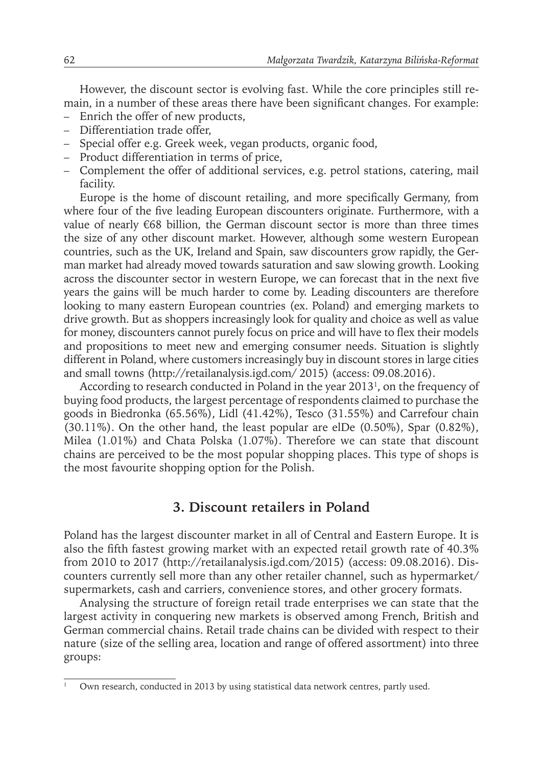However, the discount sector is evolving fast. While the core principles still remain, in a number of these areas there have been significant changes. For example:

- Enrich the offer of new products,
- Differentiation trade offer,
- Special offer e.g. Greek week, vegan products, organic food,
- Product differentiation in terms of price,
- Complement the offer of additional services, e.g. petrol stations, catering, mail facility.

Europe is the home of discount retailing, and more specifically Germany, from where four of the five leading European discounters originate. Furthermore, with a value of nearly €68 billion, the German discount sector is more than three times the size of any other discount market. However, although some western European countries, such as the UK, Ireland and Spain, saw discounters grow rapidly, the German market had already moved towards saturation and saw slowing growth. Looking across the discounter sector in western Europe, we can forecast that in the next five years the gains will be much harder to come by. Leading discounters are therefore looking to many eastern European countries (ex. Poland) and emerging markets to drive growth. But as shoppers increasingly look for quality and choice as well as value for money, discounters cannot purely focus on price and will have to flex their models and propositions to meet new and emerging consumer needs. Situation is slightly different in Poland, where customers increasingly buy in discount stores in large cities and small towns (http://retailanalysis.igd.com/ 2015) (access: 09.08.2016).

According to research conducted in Poland in the year 2013[1], on the frequency of buying food products, the largest percentage of respondents claimed to purchase the goods in Biedronka (65.56%), Lidl (41.42%), Tesco (31.55%) and Carrefour chain (30.11%). On the other hand, the least popular are elDe (0.50%), Spar (0.82%), Milea (1.01%) and Chata Polska (1.07%). Therefore we can state that discount chains are perceived to be the most popular shopping places. This type of shops is the most favourite shopping option for the Polish.

## 3. Discount retailers in Poland

Poland has the largest discounter market in all of Central and Eastern Europe. It is also the fifth fastest growing market with an expected retail growth rate of 40.3% from 2010 to 2017 (http://retailanalysis.igd.com/2015) (access: 09.08.2016). Discounters currently sell more than any other retailer channel, such as hypermarket/supermarkets, cash and carriers, convenience stores, and other grocery formats.

Analysing the structure of foreign retail trade enterprises we can state that the largest activity in conquering new markets is observed among French, British and German commercial chains. Retail trade chains can be divided with respect to their nature (size of the selling area, location and range of offered assortment) into three groups:

[1] Own research, conducted in 2013 by using statistical data network centres, partly used.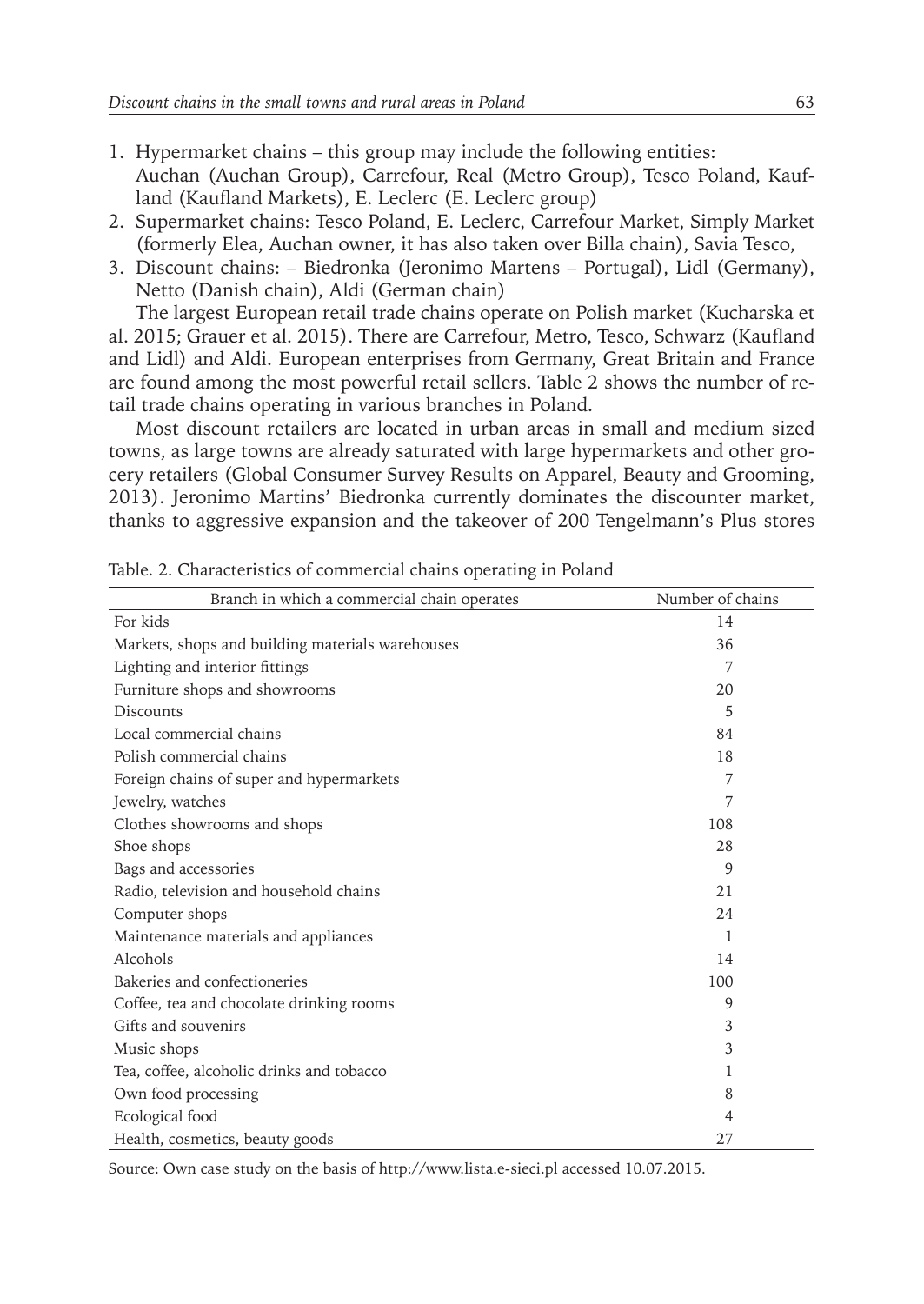1. Hypermarket chains – this group may include the following entities: Auchan (Auchan Group), Carrefour, Real (Metro Group), Tesco Poland, Kaufland (Kaufland Markets), E. Leclerc (E. Leclerc group)
2. Supermarket chains: Tesco Poland, E. Leclerc, Carrefour Market, Simply Market (formerly Elea, Auchan owner, it has also taken over Billa chain), Savia Tesco,
3. Discount chains: – Biedronka (Jeronimo Martens – Portugal), Lidl (Germany), Netto (Danish chain), Aldi (German chain)

The largest European retail trade chains operate on Polish market (Kucharska et al. 2015; Grauer et al. 2015). There are Carrefour, Metro, Tesco, Schwarz (Kaufland and Lidl) and Aldi. European enterprises from Germany, Great Britain and France are found among the most powerful retail sellers. Table 2 shows the number of retail trade chains operating in various branches in Poland.

Most discount retailers are located in urban areas in small and medium sized towns, as large towns are already saturated with large hypermarkets and other grocery retailers (Global Consumer Survey Results on Apparel, Beauty and Grooming, 2013). Jeronimo Martins' Biedronka currently dominates the discounter market, thanks to aggressive expansion and the takeover of 200 Tengelmann's Plus stores

Table. 2. Characteristics of commercial chains operating in Poland

| Branch in which a commercial chain operates | Number of chains |
|---|---|
| For kids | 14 |
| Markets, shops and building materials warehouses | 36 |
| Lighting and interior fittings | 7 |
| Furniture shops and showrooms | 20 |
| Discounts | 5 |
| Local commercial chains | 84 |
| Polish commercial chains | 18 |
| Foreign chains of super and hypermarkets | 7 |
| Jewelry, watches | 7 |
| Clothes showrooms and shops | 108 |
| Shoe shops | 28 |
| Bags and accessories | 9 |
| Radio, television and household chains | 21 |
| Computer shops | 24 |
| Maintenance materials and appliances | 1 |
| Alcohols | 14 |
| Bakeries and confectioneries | 100 |
| Coffee, tea and chocolate drinking rooms | 9 |
| Gifts and souvenirs | 3 |
| Music shops | 3 |
| Tea, coffee, alcoholic drinks and tobacco | 1 |
| Own food processing | 8 |
| Ecological food | 4 |
| Health, cosmetics, beauty goods | 27 |

Source: Own case study on the basis of http://www.lista.e-sieci.pl accessed 10.07.2015.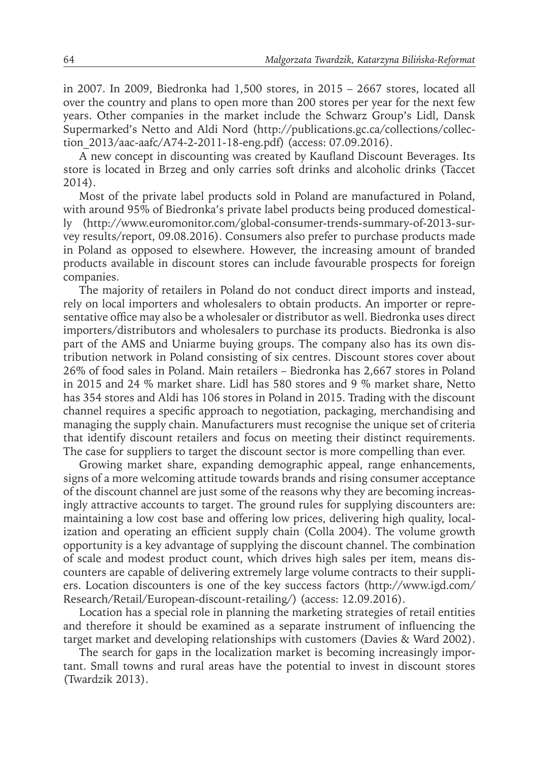in 2007. In 2009, Biedronka had 1,500 stores, in 2015 – 2667 stores, located all over the country and plans to open more than 200 stores per year for the next few years. Other companies in the market include the Schwarz Group's Lidl, Dansk Supermarked's Netto and Aldi Nord (http://publications.gc.ca/collections/collection_2013/aac-aafc/A74-2-2011-18-eng.pdf) (access: 07.09.2016).

A new concept in discounting was created by Kaufland Discount Beverages. Its store is located in Brzeg and only carries soft drinks and alcoholic drinks (Taccet 2014).

Most of the private label products sold in Poland are manufactured in Poland, with around 95% of Biedronka's private label products being produced domestically (http://www.euromonitor.com/global-consumer-trends-summary-of-2013-survey results/report, 09.08.2016). Consumers also prefer to purchase products made in Poland as opposed to elsewhere. However, the increasing amount of branded products available in discount stores can include favourable prospects for foreign companies.

The majority of retailers in Poland do not conduct direct imports and instead, rely on local importers and wholesalers to obtain products. An importer or representative office may also be a wholesaler or distributor as well. Biedronka uses direct importers/distributors and wholesalers to purchase its products. Biedronka is also part of the AMS and Uniarme buying groups. The company also has its own distribution network in Poland consisting of six centres. Discount stores cover about 26% of food sales in Poland. Main retailers – Biedronka has 2,667 stores in Poland in 2015 and 24 % market share. Lidl has 580 stores and 9 % market share, Netto has 354 stores and Aldi has 106 stores in Poland in 2015. Trading with the discount channel requires a specific approach to negotiation, packaging, merchandising and managing the supply chain. Manufacturers must recognise the unique set of criteria that identify discount retailers and focus on meeting their distinct requirements. The case for suppliers to target the discount sector is more compelling than ever.

Growing market share, expanding demographic appeal, range enhancements, signs of a more welcoming attitude towards brands and rising consumer acceptance of the discount channel are just some of the reasons why they are becoming increasingly attractive accounts to target. The ground rules for supplying discounters are: maintaining a low cost base and offering low prices, delivering high quality, localization and operating an efficient supply chain (Colla 2004). The volume growth opportunity is a key advantage of supplying the discount channel. The combination of scale and modest product count, which drives high sales per item, means discounters are capable of delivering extremely large volume contracts to their suppliers. Location discounters is one of the key success factors (http://www.igd.com/Research/Retail/European-discount-retailing/) (access: 12.09.2016).

Location has a special role in planning the marketing strategies of retail entities and therefore it should be examined as a separate instrument of influencing the target market and developing relationships with customers (Davies & Ward 2002).

The search for gaps in the localization market is becoming increasingly important. Small towns and rural areas have the potential to invest in discount stores (Twardzik 2013).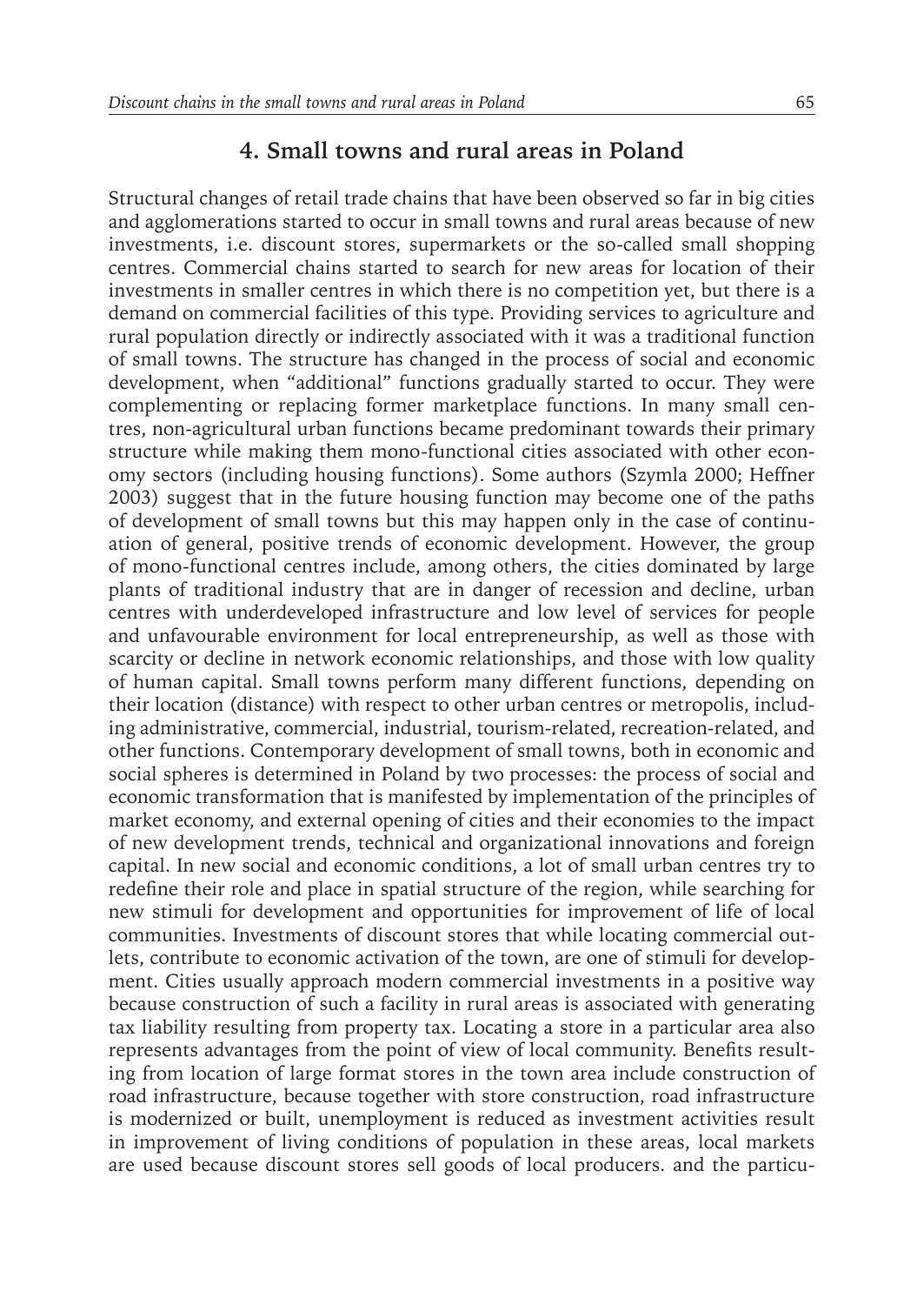## 4. Small towns and rural areas in Poland

Structural changes of retail trade chains that have been observed so far in big cities and agglomerations started to occur in small towns and rural areas because of new investments, i.e. discount stores, supermarkets or the so-called small shopping centres. Commercial chains started to search for new areas for location of their investments in smaller centres in which there is no competition yet, but there is a demand on commercial facilities of this type. Providing services to agriculture and rural population directly or indirectly associated with it was a traditional function of small towns. The structure has changed in the process of social and economic development, when "additional" functions gradually started to occur. They were complementing or replacing former marketplace functions. In many small centres, non-agricultural urban functions became predominant towards their primary structure while making them mono-functional cities associated with other economy sectors (including housing functions). Some authors (Szymla 2000; Heffner 2003) suggest that in the future housing function may become one of the paths of development of small towns but this may happen only in the case of continuation of general, positive trends of economic development. However, the group of mono-functional centres include, among others, the cities dominated by large plants of traditional industry that are in danger of recession and decline, urban centres with underdeveloped infrastructure and low level of services for people and unfavourable environment for local entrepreneurship, as well as those with scarcity or decline in network economic relationships, and those with low quality of human capital. Small towns perform many different functions, depending on their location (distance) with respect to other urban centres or metropolis, including administrative, commercial, industrial, tourism-related, recreation-related, and other functions. Contemporary development of small towns, both in economic and social spheres is determined in Poland by two processes: the process of social and economic transformation that is manifested by implementation of the principles of market economy, and external opening of cities and their economies to the impact of new development trends, technical and organizational innovations and foreign capital. In new social and economic conditions, a lot of small urban centres try to redefine their role and place in spatial structure of the region, while searching for new stimuli for development and opportunities for improvement of life of local communities. Investments of discount stores that while locating commercial outlets, contribute to economic activation of the town, are one of stimuli for development. Cities usually approach modern commercial investments in a positive way because construction of such a facility in rural areas is associated with generating tax liability resulting from property tax. Locating a store in a particular area also represents advantages from the point of view of local community. Benefits resulting from location of large format stores in the town area include construction of road infrastructure, because together with store construction, road infrastructure is modernized or built, unemployment is reduced as investment activities result in improvement of living conditions of population in these areas, local markets are used because discount stores sell goods of local producers. and the particu-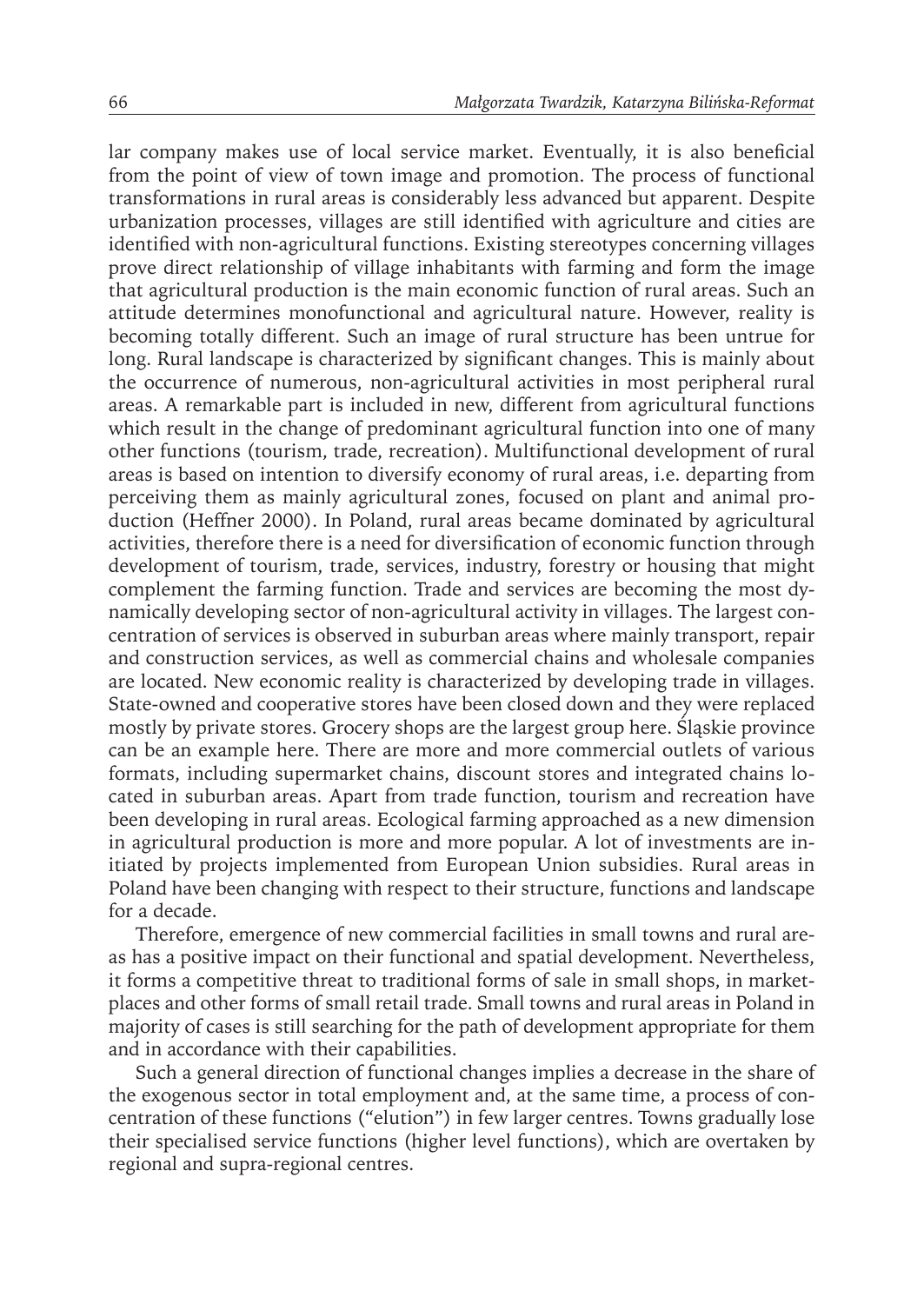lar company makes use of local service market. Eventually, it is also beneficial from the point of view of town image and promotion. The process of functional transformations in rural areas is considerably less advanced but apparent. Despite urbanization processes, villages are still identified with agriculture and cities are identified with non-agricultural functions. Existing stereotypes concerning villages prove direct relationship of village inhabitants with farming and form the image that agricultural production is the main economic function of rural areas. Such an attitude determines monofunctional and agricultural nature. However, reality is becoming totally different. Such an image of rural structure has been untrue for long. Rural landscape is characterized by significant changes. This is mainly about the occurrence of numerous, non-agricultural activities in most peripheral rural areas. A remarkable part is included in new, different from agricultural functions which result in the change of predominant agricultural function into one of many other functions (tourism, trade, recreation). Multifunctional development of rural areas is based on intention to diversify economy of rural areas, i.e. departing from perceiving them as mainly agricultural zones, focused on plant and animal production (Heffner 2000). In Poland, rural areas became dominated by agricultural activities, therefore there is a need for diversification of economic function through development of tourism, trade, services, industry, forestry or housing that might complement the farming function. Trade and services are becoming the most dynamically developing sector of non-agricultural activity in villages. The largest concentration of services is observed in suburban areas where mainly transport, repair and construction services, as well as commercial chains and wholesale companies are located. New economic reality is characterized by developing trade in villages. State-owned and cooperative stores have been closed down and they were replaced mostly by private stores. Grocery shops are the largest group here. Śląskie province can be an example here. There are more and more commercial outlets of various formats, including supermarket chains, discount stores and integrated chains located in suburban areas. Apart from trade function, tourism and recreation have been developing in rural areas. Ecological farming approached as a new dimension in agricultural production is more and more popular. A lot of investments are initiated by projects implemented from European Union subsidies. Rural areas in Poland have been changing with respect to their structure, functions and landscape for a decade.

Therefore, emergence of new commercial facilities in small towns and rural areas has a positive impact on their functional and spatial development. Nevertheless, it forms a competitive threat to traditional forms of sale in small shops, in marketplaces and other forms of small retail trade. Small towns and rural areas in Poland in majority of cases is still searching for the path of development appropriate for them and in accordance with their capabilities.

Such a general direction of functional changes implies a decrease in the share of the exogenous sector in total employment and, at the same time, a process of concentration of these functions ("elution") in few larger centres. Towns gradually lose their specialised service functions (higher level functions), which are overtaken by regional and supra-regional centres.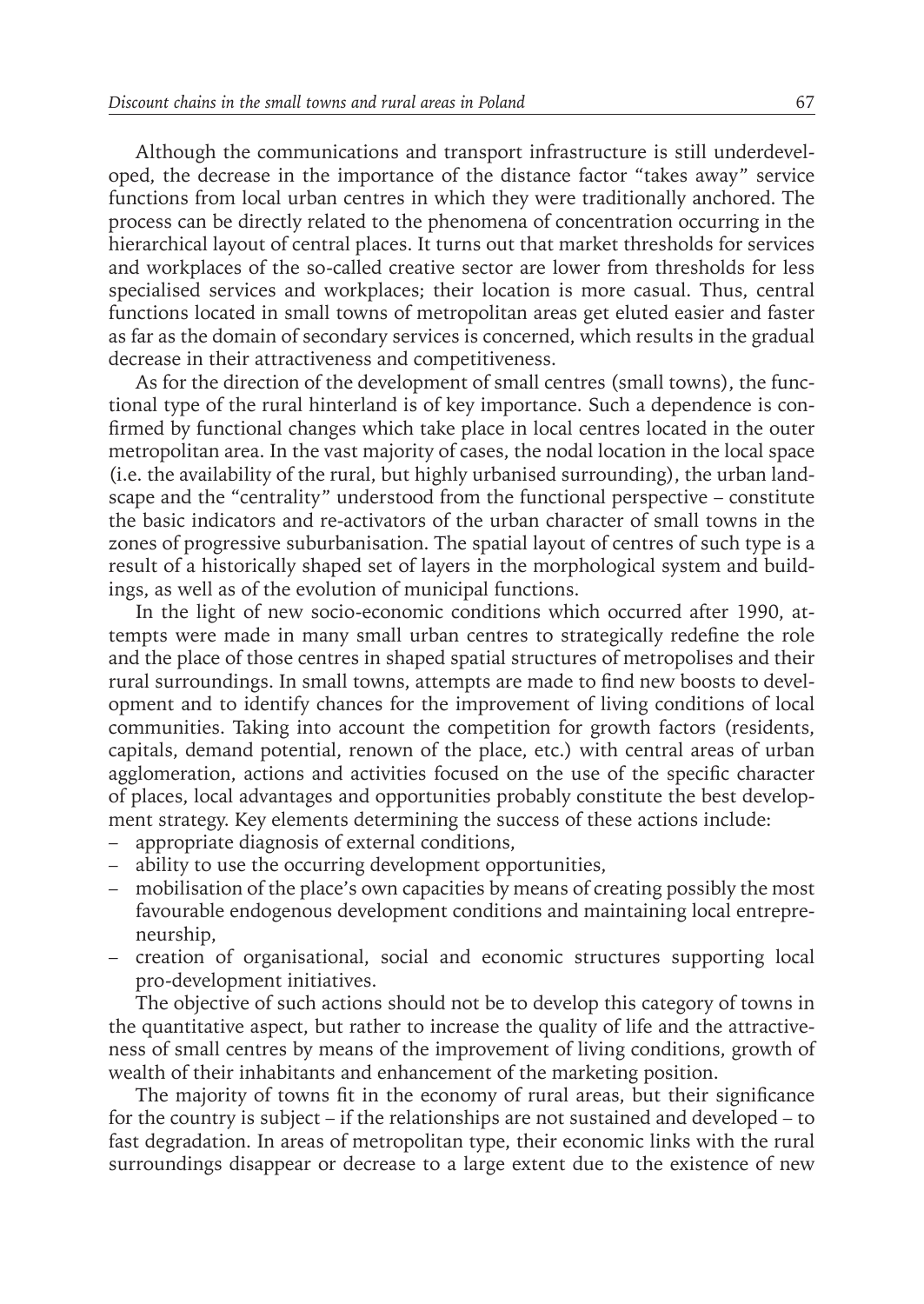Although the communications and transport infrastructure is still underdeveloped, the decrease in the importance of the distance factor "takes away" service functions from local urban centres in which they were traditionally anchored. The process can be directly related to the phenomena of concentration occurring in the hierarchical layout of central places. It turns out that market thresholds for services and workplaces of the so-called creative sector are lower from thresholds for less specialised services and workplaces; their location is more casual. Thus, central functions located in small towns of metropolitan areas get eluted easier and faster as far as the domain of secondary services is concerned, which results in the gradual decrease in their attractiveness and competitiveness.

As for the direction of the development of small centres (small towns), the functional type of the rural hinterland is of key importance. Such a dependence is confirmed by functional changes which take place in local centres located in the outer metropolitan area. In the vast majority of cases, the nodal location in the local space (i.e. the availability of the rural, but highly urbanised surrounding), the urban landscape and the "centrality" understood from the functional perspective – constitute the basic indicators and re-activators of the urban character of small towns in the zones of progressive suburbanisation. The spatial layout of centres of such type is a result of a historically shaped set of layers in the morphological system and buildings, as well as of the evolution of municipal functions.

In the light of new socio-economic conditions which occurred after 1990, attempts were made in many small urban centres to strategically redefine the role and the place of those centres in shaped spatial structures of metropolises and their rural surroundings. In small towns, attempts are made to find new boosts to development and to identify chances for the improvement of living conditions of local communities. Taking into account the competition for growth factors (residents, capitals, demand potential, renown of the place, etc.) with central areas of urban agglomeration, actions and activities focused on the use of the specific character of places, local advantages and opportunities probably constitute the best development strategy. Key elements determining the success of these actions include:

- appropriate diagnosis of external conditions,
- ability to use the occurring development opportunities,
- mobilisation of the place's own capacities by means of creating possibly the most favourable endogenous development conditions and maintaining local entrepreneurship,
- creation of organisational, social and economic structures supporting local pro-development initiatives.

The objective of such actions should not be to develop this category of towns in the quantitative aspect, but rather to increase the quality of life and the attractiveness of small centres by means of the improvement of living conditions, growth of wealth of their inhabitants and enhancement of the marketing position.

The majority of towns fit in the economy of rural areas, but their significance for the country is subject – if the relationships are not sustained and developed – to fast degradation. In areas of metropolitan type, their economic links with the rural surroundings disappear or decrease to a large extent due to the existence of new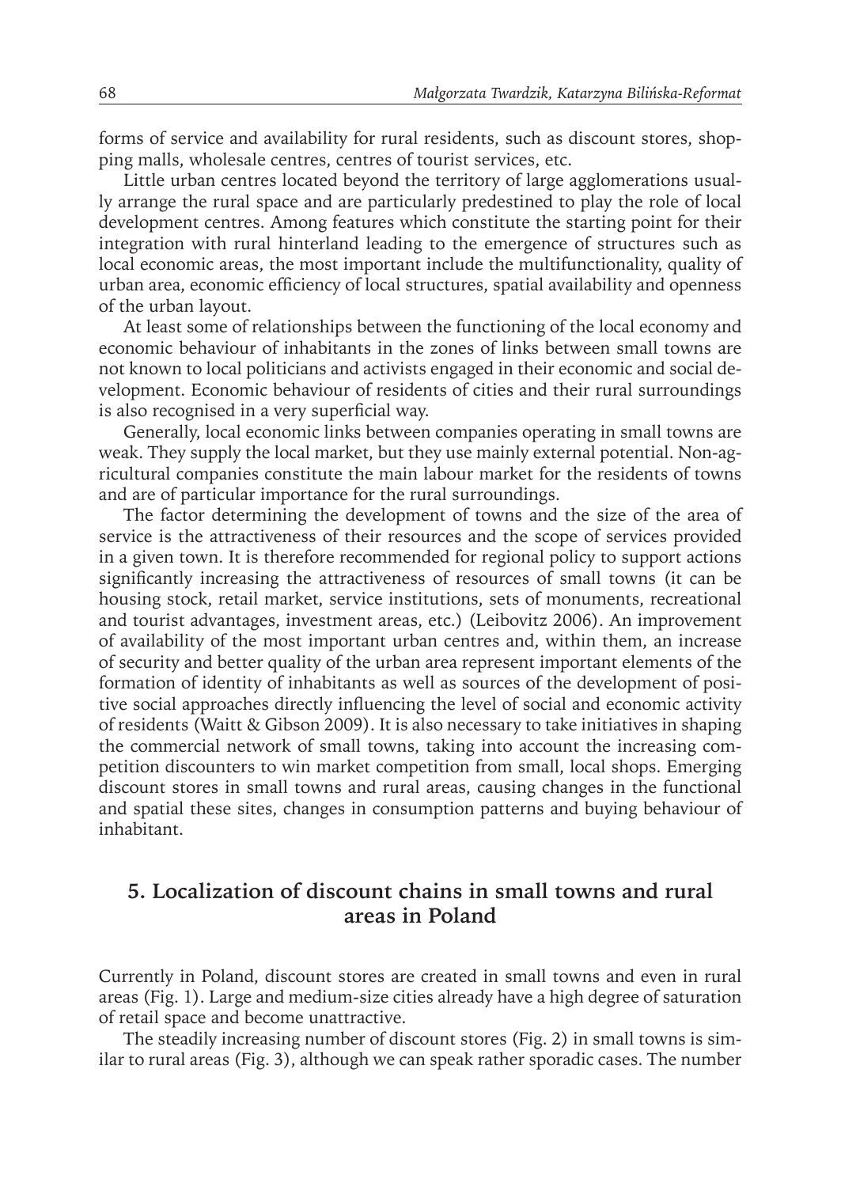forms of service and availability for rural residents, such as discount stores, shopping malls, wholesale centres, centres of tourist services, etc.

Little urban centres located beyond the territory of large agglomerations usually arrange the rural space and are particularly predestined to play the role of local development centres. Among features which constitute the starting point for their integration with rural hinterland leading to the emergence of structures such as local economic areas, the most important include the multifunctionality, quality of urban area, economic efficiency of local structures, spatial availability and openness of the urban layout.

At least some of relationships between the functioning of the local economy and economic behaviour of inhabitants in the zones of links between small towns are not known to local politicians and activists engaged in their economic and social development. Economic behaviour of residents of cities and their rural surroundings is also recognised in a very superficial way.

Generally, local economic links between companies operating in small towns are weak. They supply the local market, but they use mainly external potential. Non-agricultural companies constitute the main labour market for the residents of towns and are of particular importance for the rural surroundings.

The factor determining the development of towns and the size of the area of service is the attractiveness of their resources and the scope of services provided in a given town. It is therefore recommended for regional policy to support actions significantly increasing the attractiveness of resources of small towns (it can be housing stock, retail market, service institutions, sets of monuments, recreational and tourist advantages, investment areas, etc.) (Leibovitz 2006). An improvement of availability of the most important urban centres and, within them, an increase of security and better quality of the urban area represent important elements of the formation of identity of inhabitants as well as sources of the development of positive social approaches directly influencing the level of social and economic activity of residents (Waitt & Gibson 2009). It is also necessary to take initiatives in shaping the commercial network of small towns, taking into account the increasing competition discounters to win market competition from small, local shops. Emerging discount stores in small towns and rural areas, causing changes in the functional and spatial these sites, changes in consumption patterns and buying behaviour of inhabitant.

## 5. Localization of discount chains in small towns and rural areas in Poland

Currently in Poland, discount stores are created in small towns and even in rural areas (Fig. 1). Large and medium-size cities already have a high degree of saturation of retail space and become unattractive.

The steadily increasing number of discount stores (Fig. 2) in small towns is similar to rural areas (Fig. 3), although we can speak rather sporadic cases. The number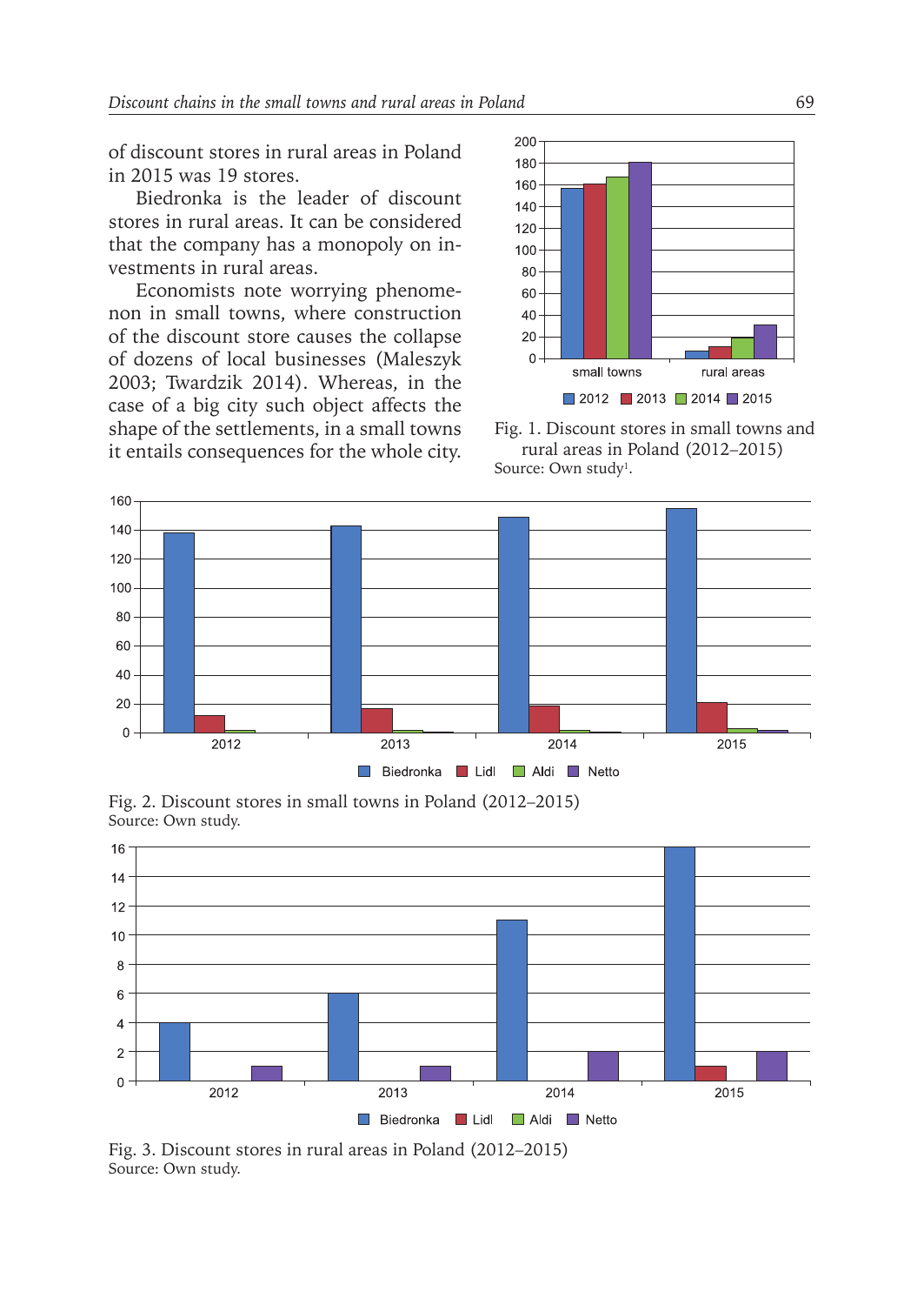of discount stores in rural areas in Poland in 2015 was 19 stores.

Biedronka is the leader of discount stores in rural areas. It can be considered that the company has a monopoly on investments in rural areas.

Economists note worrying phenomenon in small towns, where construction of the discount store causes the collapse of dozens of local businesses (Maleszyk 2003; Twardzik 2014). Whereas, in the case of a big city such object affects the shape of the settlements, in a small towns it entails consequences for the whole city.

Fig. 1. Discount stores in small towns and rural areas in Poland (2012–2015)
Source: Own study[1].

Fig. 2. Discount stores in small towns in Poland (2012–2015)
Source: Own study.

Fig. 3. Discount stores in rural areas in Poland (2012–2015)
Source: Own study.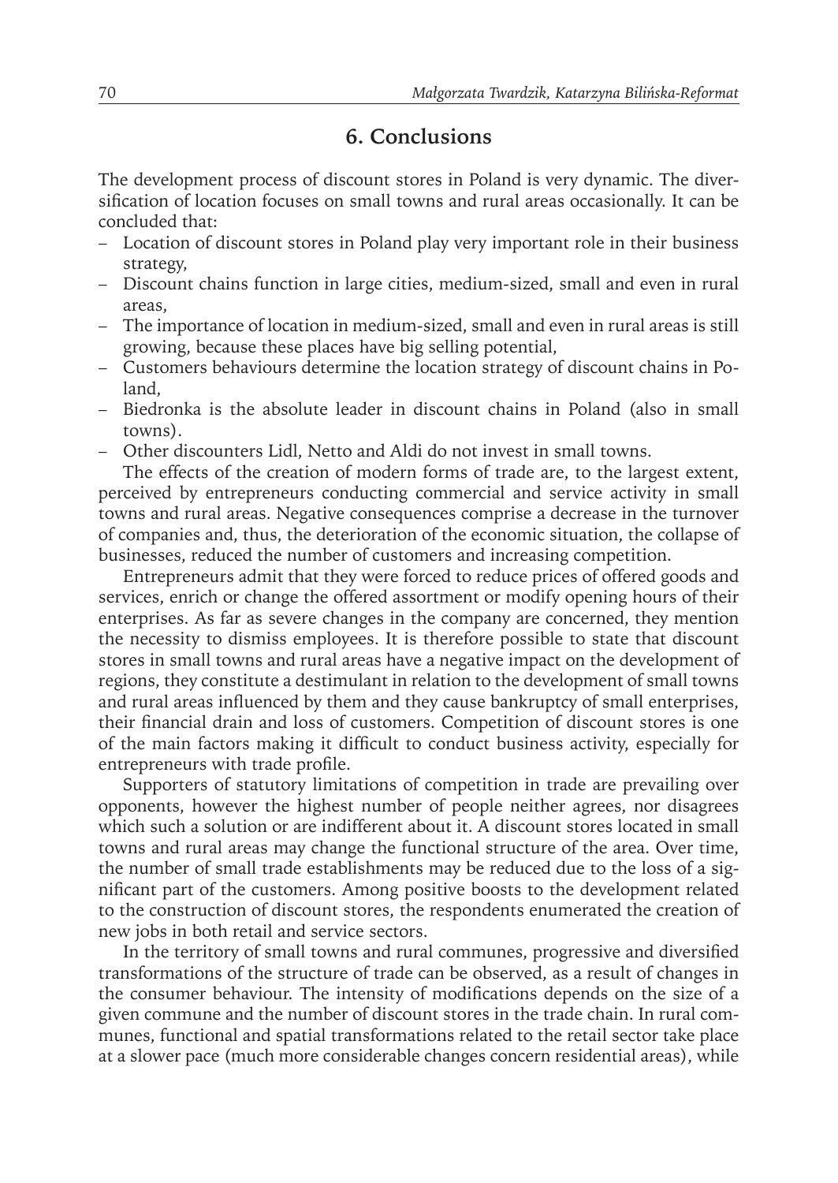## 6. Conclusions

The development process of discount stores in Poland is very dynamic. The diversification of location focuses on small towns and rural areas occasionally. It can be concluded that:

- Location of discount stores in Poland play very important role in their business strategy,
- Discount chains function in large cities, medium-sized, small and even in rural areas,
- The importance of location in medium-sized, small and even in rural areas is still growing, because these places have big selling potential,
- Customers behaviours determine the location strategy of discount chains in Poland,
- Biedronka is the absolute leader in discount chains in Poland (also in small towns).
- Other discounters Lidl, Netto and Aldi do not invest in small towns.

The effects of the creation of modern forms of trade are, to the largest extent, perceived by entrepreneurs conducting commercial and service activity in small towns and rural areas. Negative consequences comprise a decrease in the turnover of companies and, thus, the deterioration of the economic situation, the collapse of businesses, reduced the number of customers and increasing competition.

Entrepreneurs admit that they were forced to reduce prices of offered goods and services, enrich or change the offered assortment or modify opening hours of their enterprises. As far as severe changes in the company are concerned, they mention the necessity to dismiss employees. It is therefore possible to state that discount stores in small towns and rural areas have a negative impact on the development of regions, they constitute a destimulant in relation to the development of small towns and rural areas influenced by them and they cause bankruptcy of small enterprises, their financial drain and loss of customers. Competition of discount stores is one of the main factors making it difficult to conduct business activity, especially for entrepreneurs with trade profile.

Supporters of statutory limitations of competition in trade are prevailing over opponents, however the highest number of people neither agrees, nor disagrees which such a solution or are indifferent about it. A discount stores located in small towns and rural areas may change the functional structure of the area. Over time, the number of small trade establishments may be reduced due to the loss of a significant part of the customers. Among positive boosts to the development related to the construction of discount stores, the respondents enumerated the creation of new jobs in both retail and service sectors.

In the territory of small towns and rural communes, progressive and diversified transformations of the structure of trade can be observed, as a result of changes in the consumer behaviour. The intensity of modifications depends on the size of a given commune and the number of discount stores in the trade chain. In rural communes, functional and spatial transformations related to the retail sector take place at a slower pace (much more considerable changes concern residential areas), while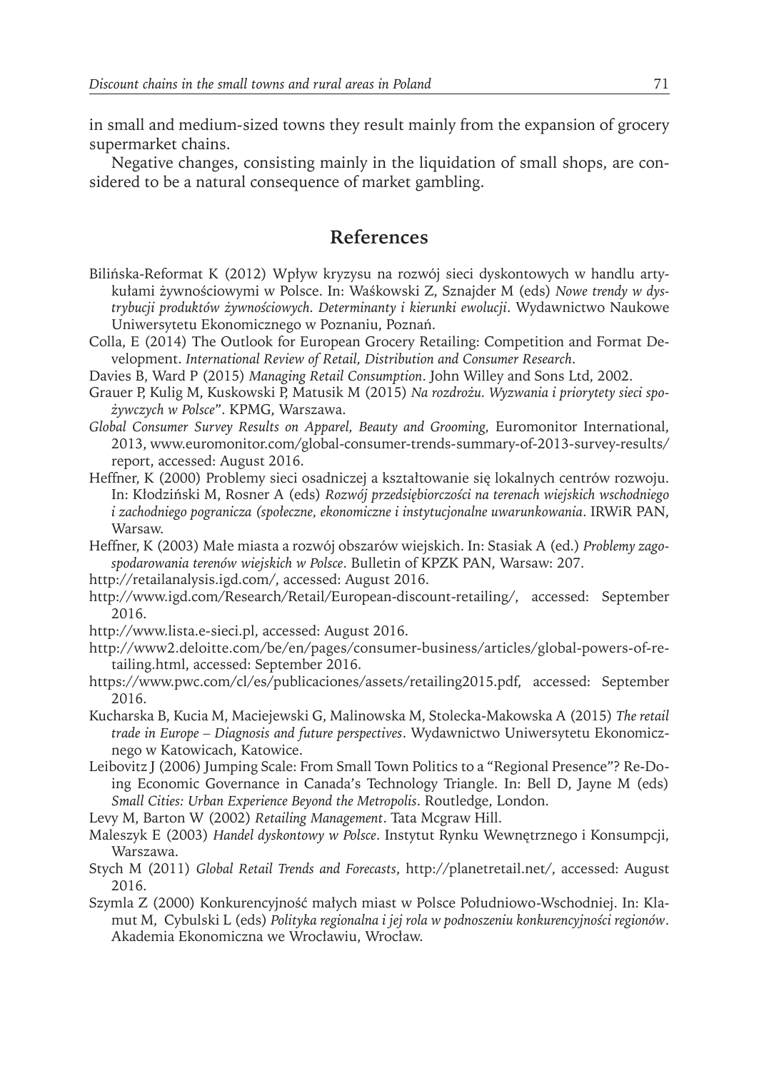in small and medium-sized towns they result mainly from the expansion of grocery supermarket chains.

Negative changes, consisting mainly in the liquidation of small shops, are considered to be a natural consequence of market gambling.

## References

Bilińska-Reformat K (2012) Wpływ kryzysu na rozwój sieci dyskontowych w handlu artykułami żywnościowymi w Polsce. In: Waśkowski Z, Sznajder M (eds) *Nowe trendy w dystrybucji produktów żywnościowych. Determinanty i kierunki ewolucji*. Wydawnictwo Naukowe Uniwersytetu Ekonomicznego w Poznaniu, Poznań.

Colla, E (2014) The Outlook for European Grocery Retailing: Competition and Format Development. *International Review of Retail, Distribution and Consumer Research*.

Davies B, Ward P (2015) *Managing Retail Consumption*. John Willey and Sons Ltd, 2002.

Grauer P, Kulig M, Kuskowski P, Matusik M (2015) *Na rozdrożu. Wyzwania i priorytety sieci spożywczych w Polsce*". KPMG, Warszawa.

*Global Consumer Survey Results on Apparel, Beauty and Grooming,* Euromonitor International, 2013, www.euromonitor.com/global-consumer-trends-summary-of-2013-survey-results/report, accessed: August 2016.

Heffner, K (2000) Problemy sieci osadniczej a kształtowanie się lokalnych centrów rozwoju. In: Kłodziński M, Rosner A (eds) *Rozwój przedsiębiorczości na terenach wiejskich wschodniego i zachodniego pogranicza (społeczne, ekonomiczne i instytucjonalne uwarunkowania*. IRWiR PAN, Warsaw.

Heffner, K (2003) Małe miasta a rozwój obszarów wiejskich. In: Stasiak A (ed.) *Problemy zagospodarowania terenów wiejskich w Polsce*. Bulletin of KPZK PAN, Warsaw: 207.

http://retailanalysis.igd.com/, accessed: August 2016.

http://www.igd.com/Research/Retail/European-discount-retailing/, accessed: September 2016.

http://www.lista.e-sieci.pl, accessed: August 2016.

http://www2.deloitte.com/be/en/pages/consumer-business/articles/global-powers-of-retailing.html, accessed: September 2016.

https://www.pwc.com/cl/es/publicaciones/assets/retailing2015.pdf, accessed: September 2016.

Kucharska B, Kucia M, Maciejewski G, Malinowska M, Stolecka-Makowska A (2015) *The retail trade in Europe – Diagnosis and future perspectives*. Wydawnictwo Uniwersytetu Ekonomicznego w Katowicach, Katowice.

Leibovitz J (2006) Jumping Scale: From Small Town Politics to a "Regional Presence"? Re-Doing Economic Governance in Canada's Technology Triangle. In: Bell D, Jayne M (eds) *Small Cities: Urban Experience Beyond the Metropolis*. Routledge, London.

Levy M, Barton W (2002) *Retailing Management*. Tata Mcgraw Hill.

Maleszyk E (2003) *Handel dyskontowy w Polsce*. Instytut Rynku Wewnętrznego i Konsumpcji, Warszawa.

Stych M (2011) *Global Retail Trends and Forecasts*, http://planetretail.net/, accessed: August 2016.

Szymla Z (2000) Konkurencyjność małych miast w Polsce Południowo-Wschodniej. In: Klamut M, Cybulski L (eds) *Polityka regionalna i jej rola w podnoszeniu konkurencyjności regionów*. Akademia Ekonomiczna we Wrocławiu, Wrocław.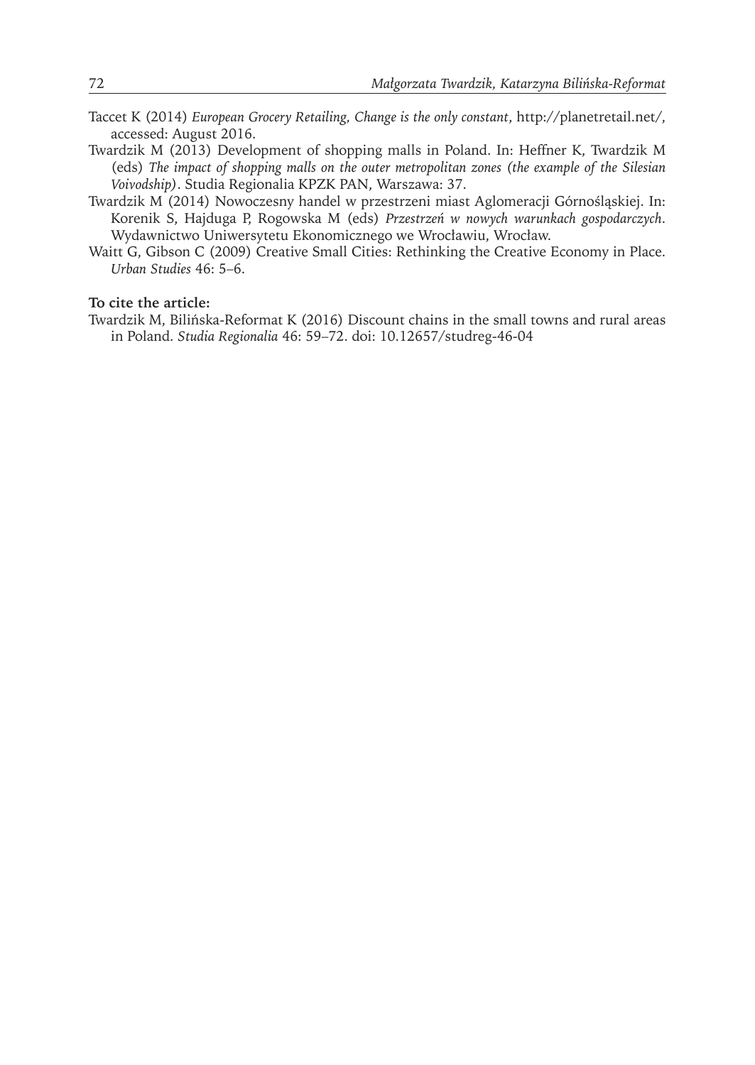Taccet K (2014) *European Grocery Retailing, Change is the only constant*, http://planetretail.net/, accessed: August 2016.

Twardzik M (2013) Development of shopping malls in Poland. In: Heffner K, Twardzik M (eds) *The impact of shopping malls on the outer metropolitan zones (the example of the Silesian Voivodship)*. Studia Regionalia KPZK PAN, Warszawa: 37.

Twardzik M (2014) Nowoczesny handel w przestrzeni miast Aglomeracji Górnośląskiej. In: Korenik S, Hajduga P, Rogowska M (eds) *Przestrzeń w nowych warunkach gospodarczych*. Wydawnictwo Uniwersytetu Ekonomicznego we Wrocławiu, Wrocław.

Waitt G, Gibson C (2009) Creative Small Cities: Rethinking the Creative Economy in Place. *Urban Studies* 46: 5–6.

**To cite the article:**

Twardzik M, Bilińska-Reformat K (2016) Discount chains in the small towns and rural areas in Poland. *Studia Regionalia* 46: 59–72. doi: 10.12657/studreg-46-04